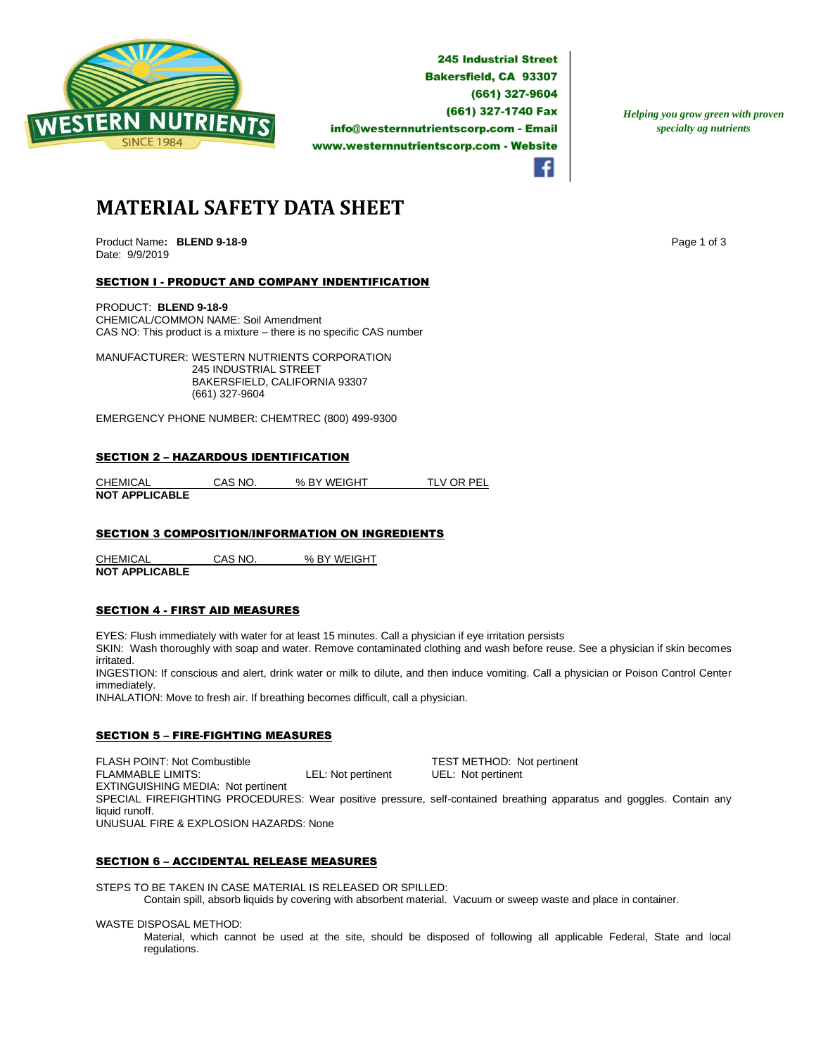245 Industrial Street
Bakersfield, CA 93307
(661) 327-9604
(661) 327-1740 Fax
info@westernnutrientscorp.com - Email
www.westernnutrientscorp.com - Website

*Helping you grow green with proven specialty ag nutrients*

# MATERIAL SAFETY DATA SHEET

Product Name**: BLEND 9-18-9**
Date: 9/9/2019

## SECTION I - PRODUCT AND COMPANY INDENTIFICATION

PRODUCT: **BLEND 9-18-9**
CHEMICAL/COMMON NAME: Soil Amendment
CAS NO: This product is a mixture – there is no specific CAS number

MANUFACTURER: WESTERN NUTRIENTS CORPORATION
245 INDUSTRIAL STREET
BAKERSFIELD, CALIFORNIA 93307
(661) 327-9604

EMERGENCY PHONE NUMBER: CHEMTREC (800) 499-9300

## SECTION 2 – HAZARDOUS IDENTIFICATION

| CHEMICAL | CAS NO. | % BY WEIGHT | TLV OR PEL |
|---|---|---|---|
| **NOT APPLICABLE** | | | |

## SECTION 3 COMPOSITION/INFORMATION ON INGREDIENTS

| CHEMICAL | CAS NO. | % BY WEIGHT |
|---|---|---|
| **NOT APPLICABLE** | | |

## SECTION 4 - FIRST AID MEASURES

EYES: Flush immediately with water for at least 15 minutes. Call a physician if eye irritation persists
SKIN: Wash thoroughly with soap and water. Remove contaminated clothing and wash before reuse. See a physician if skin becomes irritated.
INGESTION: If conscious and alert, drink water or milk to dilute, and then induce vomiting. Call a physician or Poison Control Center immediately.
INHALATION: Move to fresh air. If breathing becomes difficult, call a physician.

## SECTION 5 – FIRE-FIGHTING MEASURES

FLASH POINT: Not Combustible TEST METHOD: Not pertinent
FLAMMABLE LIMITS: LEL: Not pertinent UEL: Not pertinent
EXTINGUISHING MEDIA: Not pertinent
SPECIAL FIREFIGHTING PROCEDURES: Wear positive pressure, self-contained breathing apparatus and goggles. Contain any liquid runoff.
UNUSUAL FIRE & EXPLOSION HAZARDS: None

## SECTION 6 – ACCIDENTAL RELEASE MEASURES

STEPS TO BE TAKEN IN CASE MATERIAL IS RELEASED OR SPILLED:
Contain spill, absorb liquids by covering with absorbent material. Vacuum or sweep waste and place in container.

WASTE DISPOSAL METHOD:
Material, which cannot be used at the site, should be disposed of following all applicable Federal, State and local regulations.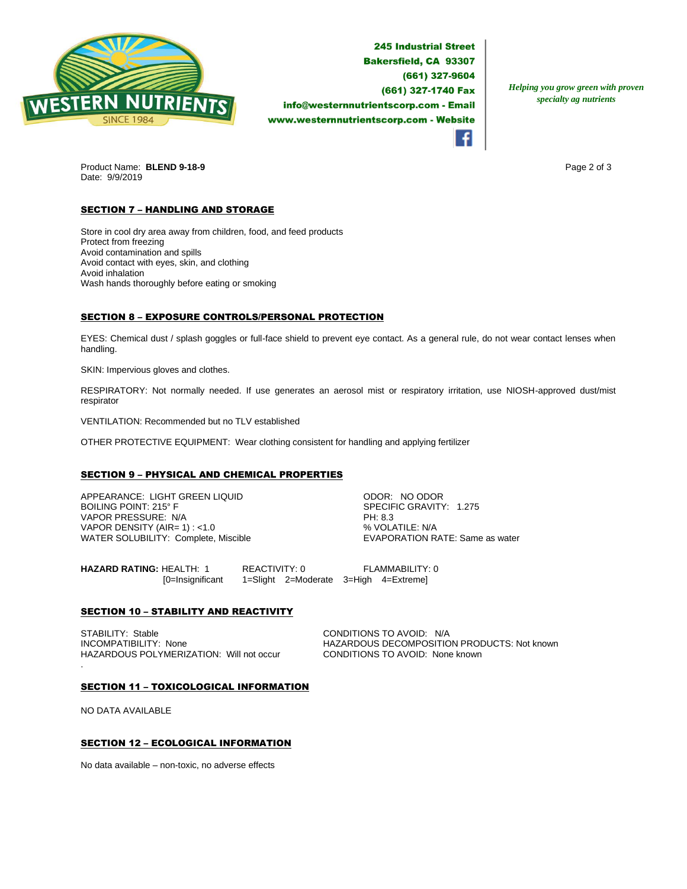**245 Industrial Street**
**Bakersfield, CA 93307**
**(661) 327-9604**
**(661) 327-1740 Fax**
**info@westernnutrientscorp.com - Email**
**www.westernnutrientscorp.com - Website**

*Helping you grow green with proven specialty ag nutrients*

Product Name: **BLEND 9-18-9**
Date: 9/9/2019

## SECTION 7 – HANDLING AND STORAGE

Store in cool dry area away from children, food, and feed products
Protect from freezing
Avoid contamination and spills
Avoid contact with eyes, skin, and clothing
Avoid inhalation
Wash hands thoroughly before eating or smoking

## SECTION 8 – EXPOSURE CONTROLS/PERSONAL PROTECTION

EYES: Chemical dust / splash goggles or full-face shield to prevent eye contact. As a general rule, do not wear contact lenses when handling.

SKIN: Impervious gloves and clothes.

RESPIRATORY: Not normally needed. If use generates an aerosol mist or respiratory irritation, use NIOSH-approved dust/mist respirator

VENTILATION: Recommended but no TLV established

OTHER PROTECTIVE EQUIPMENT: Wear clothing consistent for handling and applying fertilizer

## SECTION 9 – PHYSICAL AND CHEMICAL PROPERTIES

APPEARANCE: LIGHT GREEN LIQUID
BOILING POINT: 215° F
VAPOR PRESSURE: N/A
VAPOR DENSITY (AIR= 1) : <1.0
WATER SOLUBILITY: Complete, Miscible

ODOR: NO ODOR
SPECIFIC GRAVITY: 1.275
PH: 8.3
% VOLATILE: N/A
EVAPORATION RATE: Same as water

**HAZARD RATING:** HEALTH: 1 REACTIVITY: 0 FLAMMABILITY: 0
[0=Insignificant 1=Slight 2=Moderate 3=High 4=Extreme]

## SECTION 10 – STABILITY AND REACTIVITY

STABILITY: Stable
INCOMPATIBILITY: None
HAZARDOUS POLYMERIZATION: Will not occur

CONDITIONS TO AVOID: N/A
HAZARDOUS DECOMPOSITION PRODUCTS: Not known
CONDITIONS TO AVOID: None known

## SECTION 11 – TOXICOLOGICAL INFORMATION

NO DATA AVAILABLE

## SECTION 12 – ECOLOGICAL INFORMATION

No data available – non-toxic, no adverse effects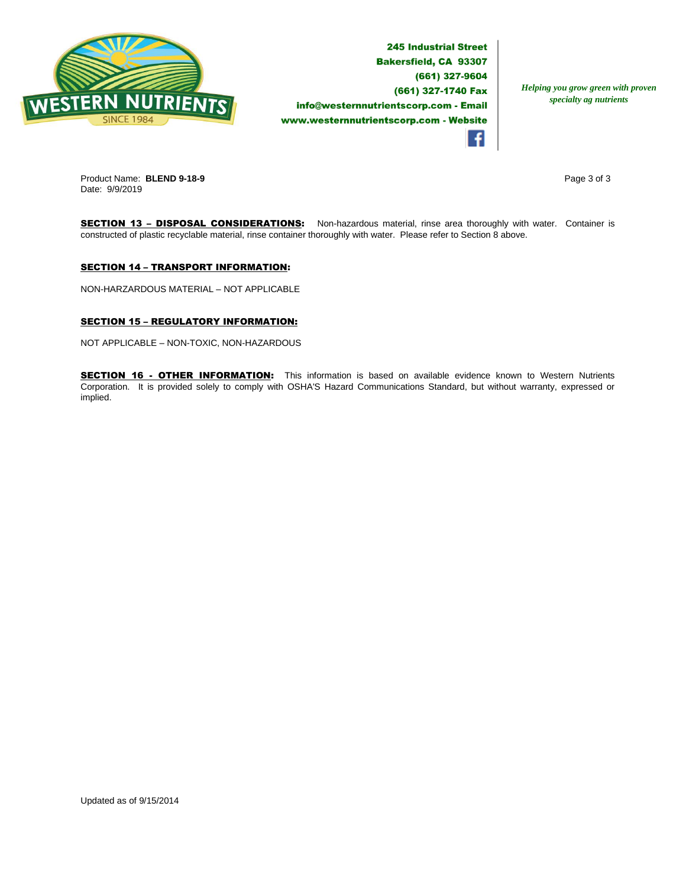**SECTION 13 – DISPOSAL CONSIDERATIONS:** Non-hazardous material, rinse area thoroughly with water. Container is constructed of plastic recyclable material, rinse container thoroughly with water. Please refer to Section 8 above.

**SECTION 14 – TRANSPORT INFORMATION:**

NON-HARZARDOUS MATERIAL – NOT APPLICABLE

**SECTION 15 – REGULATORY INFORMATION:**

NOT APPLICABLE – NON-TOXIC, NON-HAZARDOUS

**SECTION 16 - OTHER INFORMATION:** This information is based on available evidence known to Western Nutrients Corporation. It is provided solely to comply with OSHA'S Hazard Communications Standard, but without warranty, expressed or implied.

Updated as of 9/15/2014